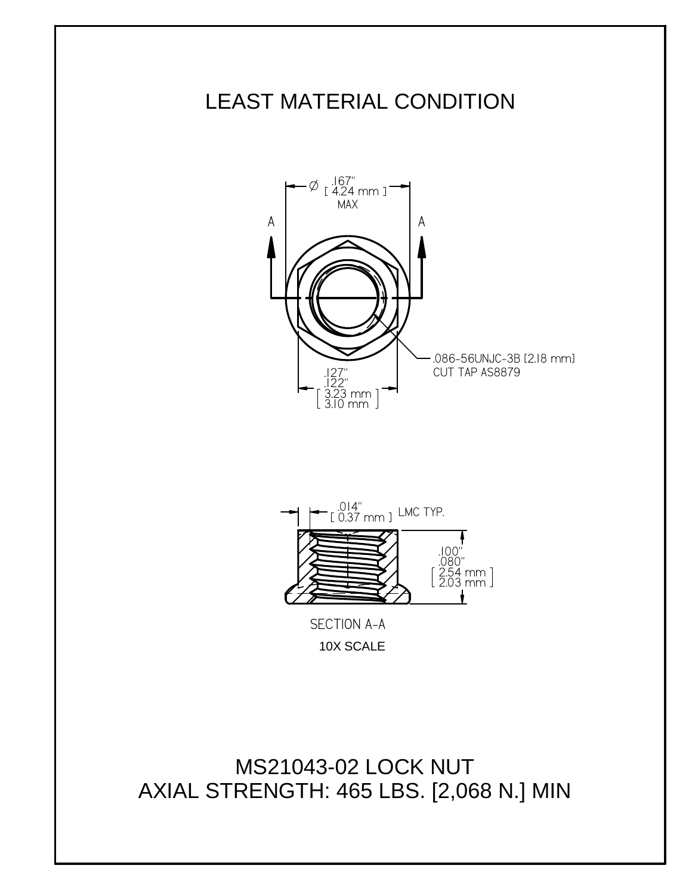# LEAST MATERIAL CONDITION

∅ .167" [ 4.24 mm ] MAX

A A

.086-56UNJC-3B [2.18 mm] CUT TAP AS8879

.127" .122" [ 3.23 mm 3.10 mm ]

.014" [ 0.37 mm ] LMC TYP.

.100" .080" [ 2.54 mm 2.03 mm ]

SECTION A-A

10X SCALE

MS21043-02 LOCK NUT

AXIAL STRENGTH: 465 LBS. [2,068 N.] MIN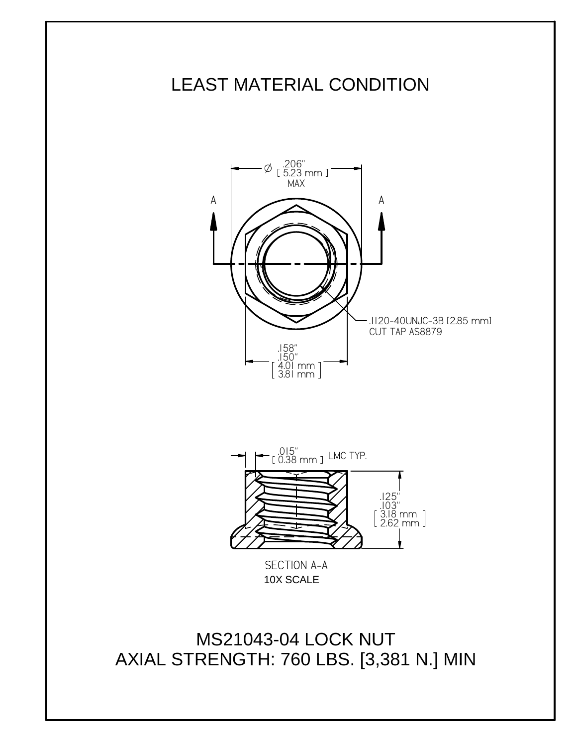# LEAST MATERIAL CONDITION

Ø .206" [ 5.23 mm ] MAX

A A

.1120-40UNJC-3B [2.85 mm]
CUT TAP AS8879

.158"
.150"
[ 4.01 mm
3.81 mm ]

.015"
[ 0.38 mm ] LMC TYP.

.125"
.103"
[ 3.18 mm
2.62 mm ]

SECTION A-A
10X SCALE

## MS21043-04 LOCK NUT
## AXIAL STRENGTH: 760 LBS. [3,381 N.] MIN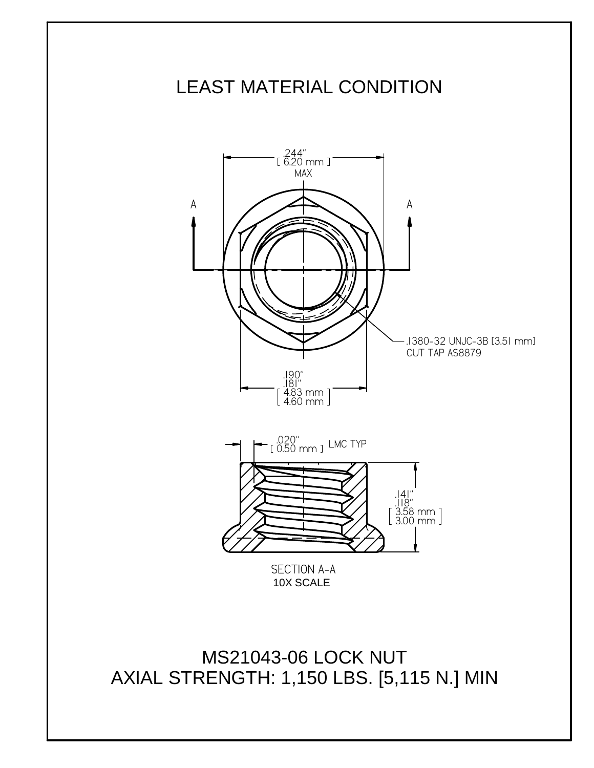# LEAST MATERIAL CONDITION

.244"
[ 6.20 mm ]
MAX

A A

.1380-32 UNJC-3B [3.51 mm]
CUT TAP AS8879

.190"
.181"
[ 4.83 mm ]
[ 4.60 mm ]

.020"
[ 0.50 mm ] LMC TYP

.141"
.118"
[ 3.58 mm ]
[ 3.00 mm ]

SECTION A-A
10X SCALE

MS21043-06 LOCK NUT
AXIAL STRENGTH: 1,150 LBS. [5,115 N.] MIN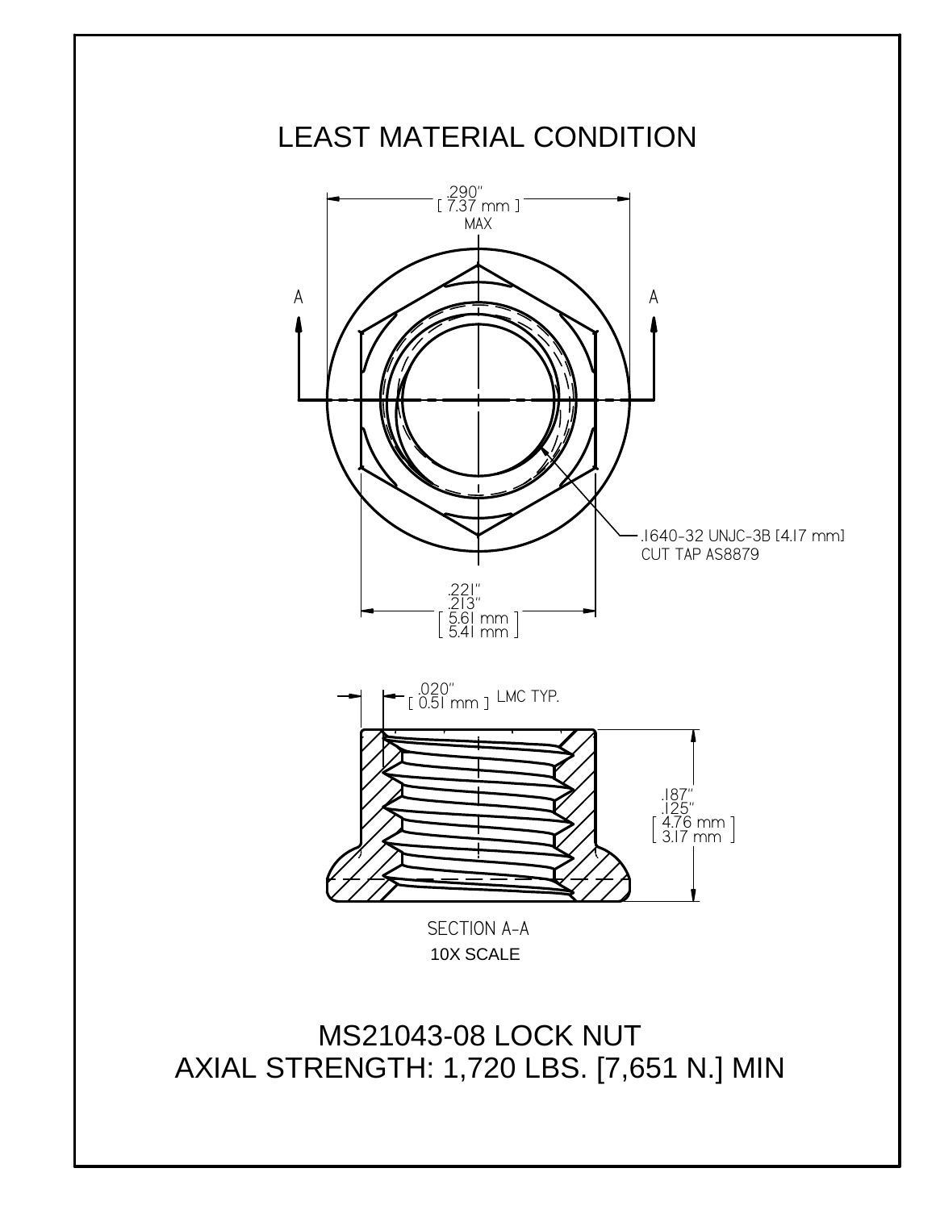# LEAST MATERIAL CONDITION

.290"
[ 7.37 mm ]
MAX

A A

.1640-32 UNJC-3B [4.17 mm]
CUT TAP AS8879

.221"
.213"
[ 5.61 mm
5.41 mm ]

.020"
[ 0.51 mm ] LMC TYP.

.187"
.125"
[ 4.76 mm
3.17 mm ]

SECTION A-A
10X SCALE

MS21043-08 LOCK NUT
AXIAL STRENGTH: 1,720 LBS. [7,651 N.] MIN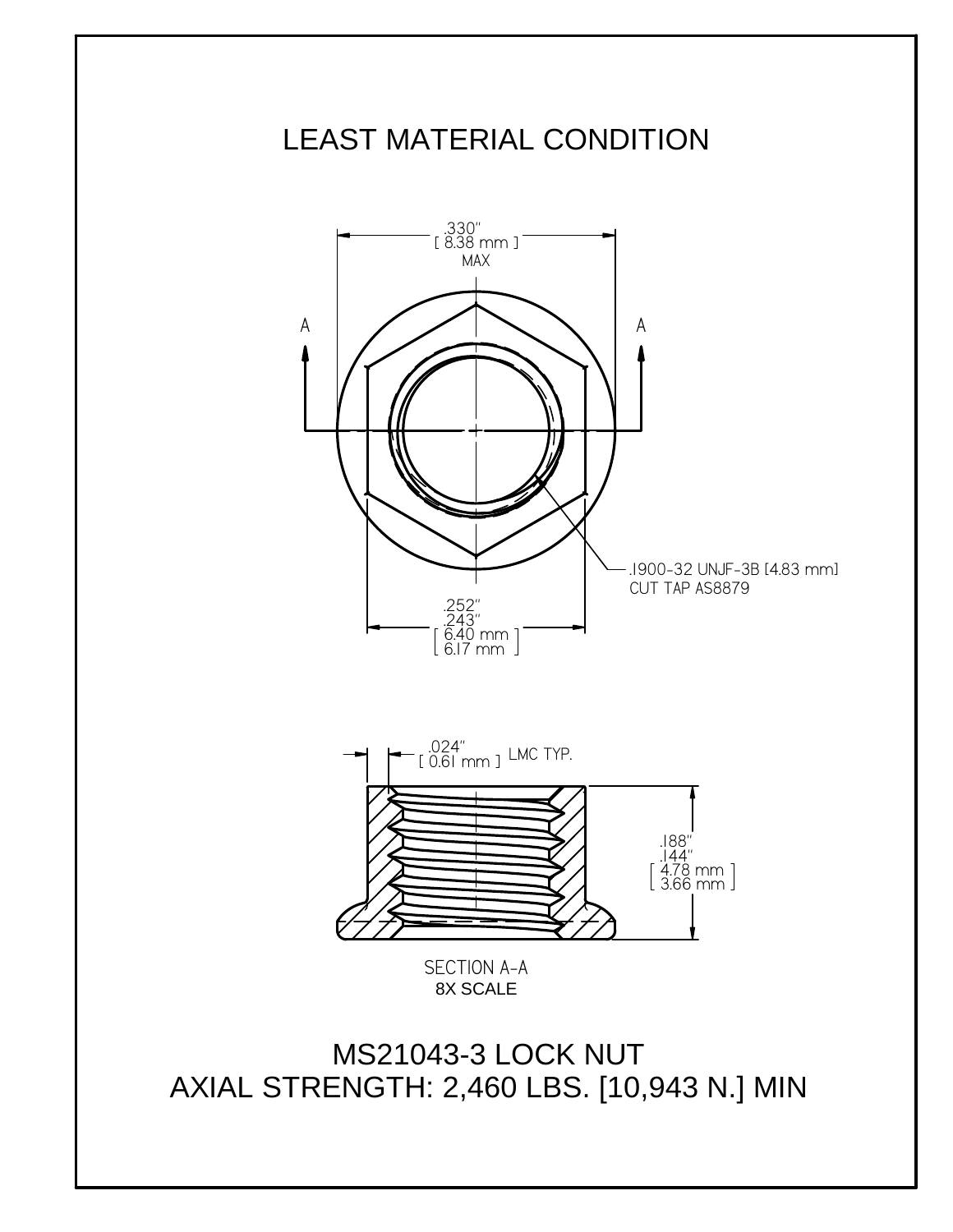# LEAST MATERIAL CONDITION

.330"
[ 8.38 mm ]
MAX

A A

.1900-32 UNJF-3B [4.83 mm]
CUT TAP AS8879

.252"
.243"
[ 6.40 mm ]
[ 6.17 mm ]

.024"
[ 0.61 mm ] LMC TYP.

.188"
.144"
[ 4.78 mm ]
[ 3.66 mm ]

SECTION A-A
8X SCALE

## MS21043-3 LOCK NUT
## AXIAL STRENGTH: 2,460 LBS. [10,943 N.] MIN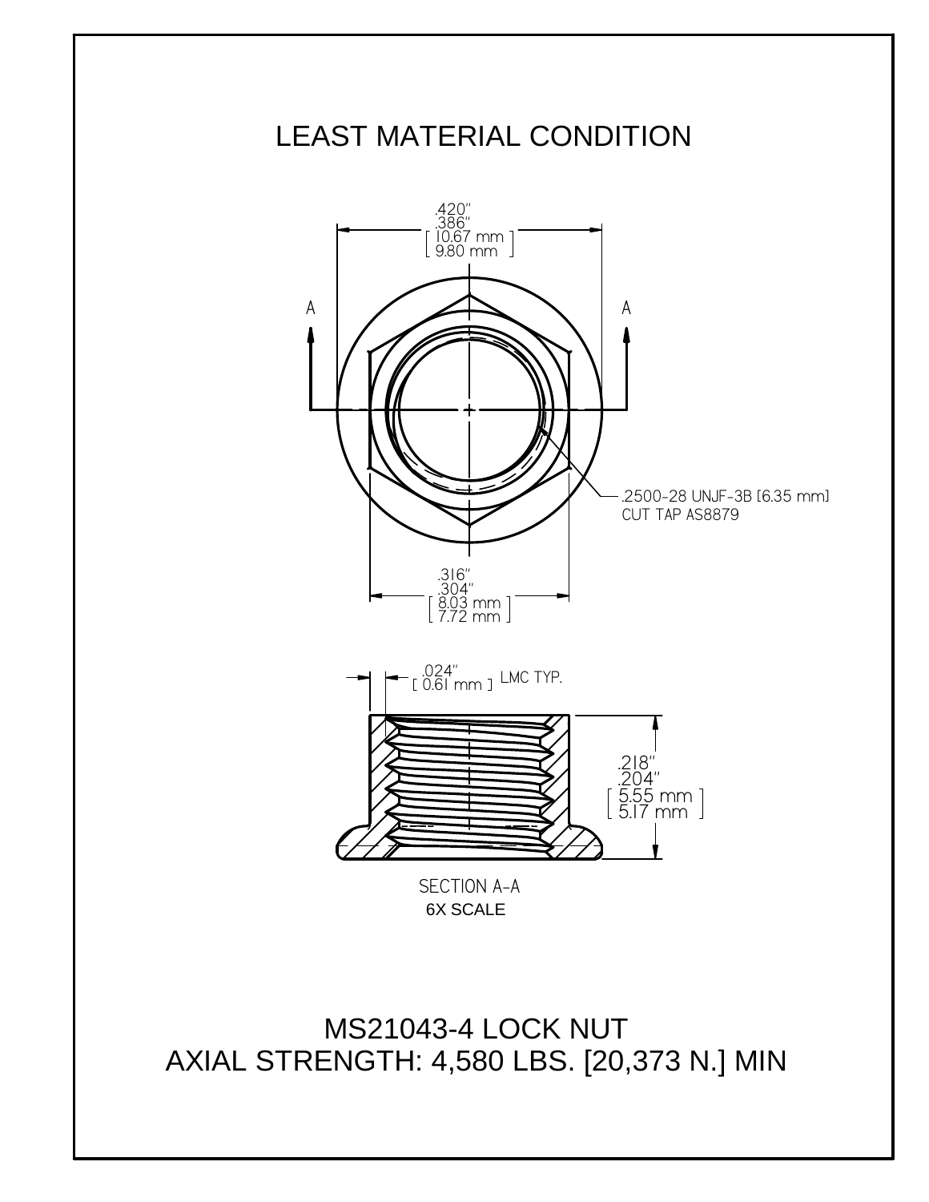# LEAST MATERIAL CONDITION

.420"
.386"
[ 10.67 mm ]
[ 9.80 mm ]

A A

.2500-28 UNJF-3B [6.35 mm]
CUT TAP AS8879

.316"
.304"
[ 8.03 mm ]
[ 7.72 mm ]

.024"
[ 0.61 mm ] LMC TYP.

.218"
.204"
[ 5.55 mm ]
[ 5.17 mm ]

SECTION A-A
6X SCALE

MS21043-4 LOCK NUT
AXIAL STRENGTH: 4,580 LBS. [20,373 N.] MIN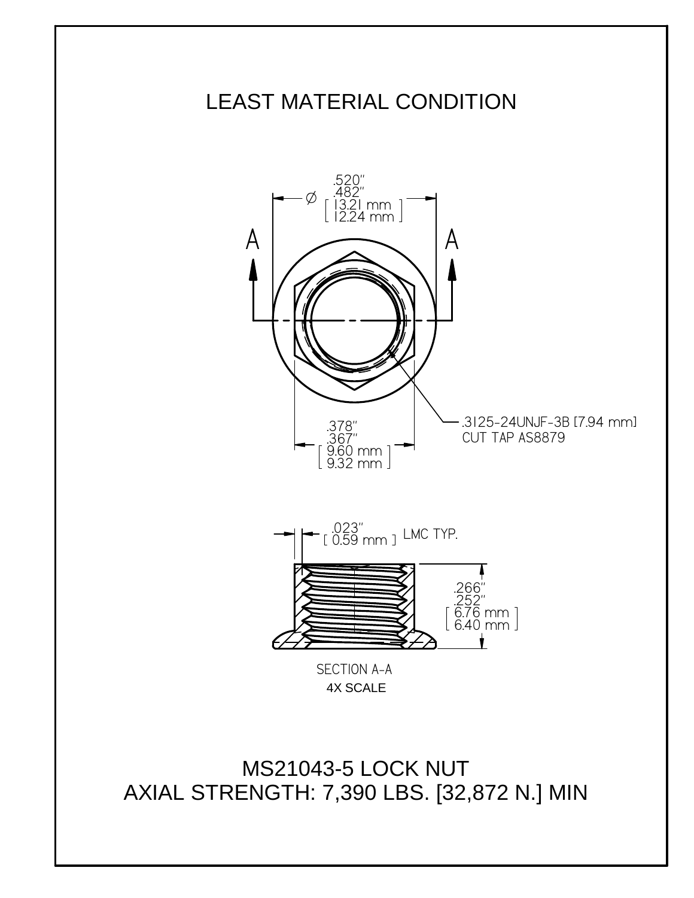# LEAST MATERIAL CONDITION

Ø .520" .482" [ 13.21 mm 12.24 mm ]

A A

.378" .367" [ 9.60 mm 9.32 mm ]

.3125-24UNJF-3B [7.94 mm]
CUT TAP AS8879

.023" [ 0.59 mm ] LMC TYP.

.266" .252" [ 6.76 mm 6.40 mm ]

SECTION A-A
4X SCALE

MS21043-5 LOCK NUT
AXIAL STRENGTH: 7,390 LBS. [32,872 N.] MIN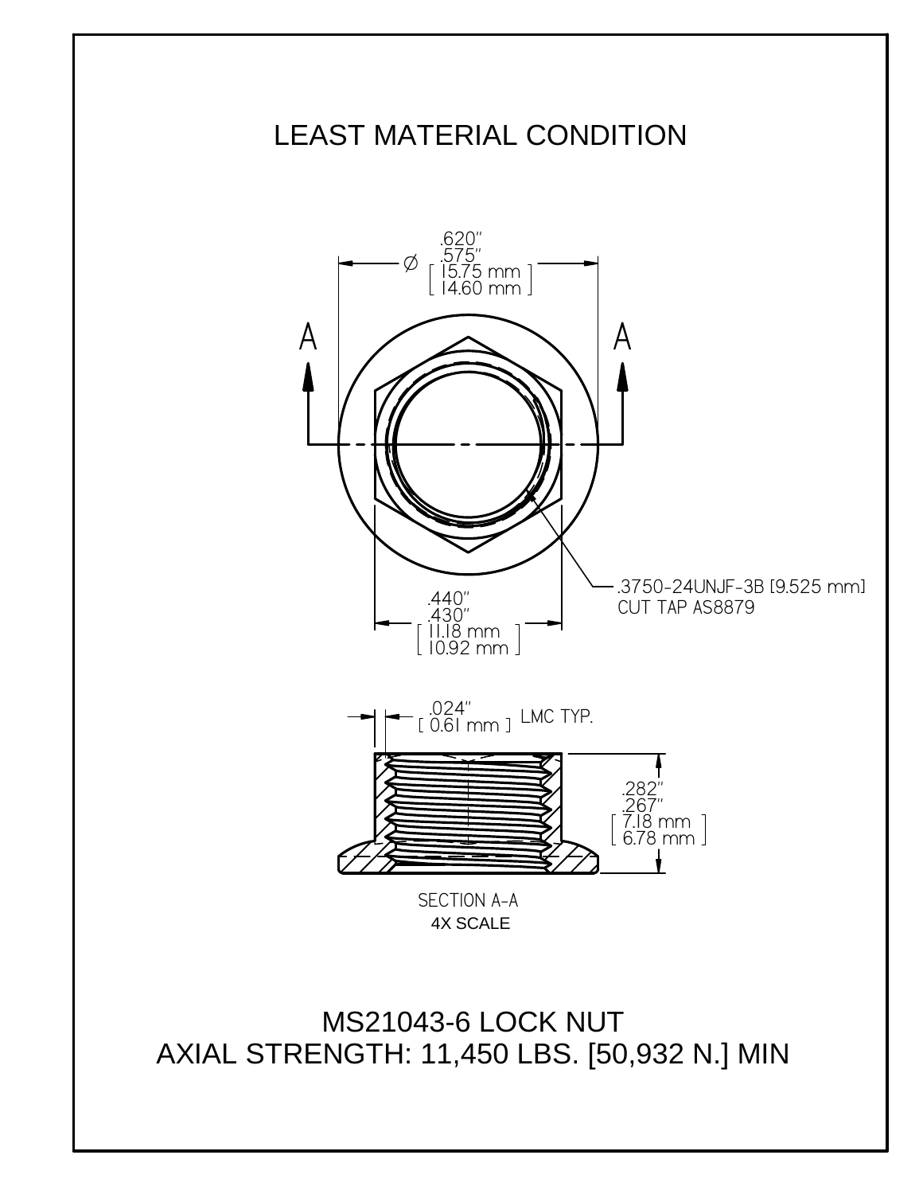# LEAST MATERIAL CONDITION

Ø .620"
.575"
[ 15.75 mm
14.60 mm ]

A

A

.3750-24UNJF-3B [9.525 mm]
CUT TAP AS8879

.440"
.430"
[ 11.18 mm
10.92 mm ]

.024"
[ 0.61 mm ] LMC TYP.

.282"
.267"
[ 7.18 mm
6.78 mm ]

SECTION A-A
4X SCALE

MS21043-6 LOCK NUT
AXIAL STRENGTH: 11,450 LBS. [50,932 N.] MIN